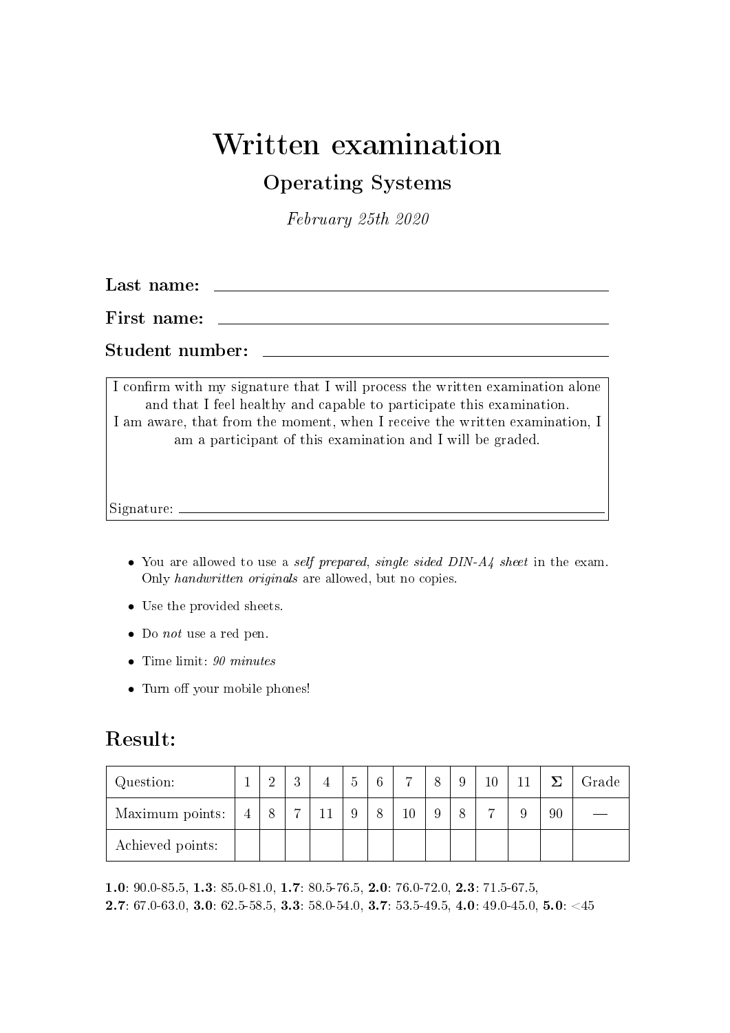# Written examination

## Operating Systems

*February 25th 2020*

**Last name:** \_\_\_\_\_\_\_\_\_\_\_\_\_\_\_\_\_\_\_\_\_\_\_\_\_\_\_\_\_\_

**First name:** \_\_\_\_\_\_\_\_\_\_\_\_\_\_\_\_\_\_\_\_\_\_\_\_\_\_\_\_\_\_

**Student number:** \_\_\_\_\_\_\_\_\_\_\_\_\_\_\_\_\_\_\_\_\_\_\_\_\_\_\_\_\_\_

I confirm with my signature that I will process the written examination alone and that I feel healthy and capable to participate this examination.
I am aware, that from the moment, when I receive the written examination, I am a participant of this examination and I will be graded.

Signature: \_\_\_\_\_\_\_\_\_\_\_\_\_\_\_\_\_\_\_\_\_\_\_\_\_\_\_\_\_\_

- You are allowed to use a *self prepared*, *single sided DIN-A4 sheet* in the exam. Only *handwritten originals* are allowed, but no copies.
- Use the provided sheets.
- Do *not* use a red pen.
- Time limit: *90 minutes*
- Turn off your mobile phones!

## Result:

| Question: | 1 | 2 | 3 | 4 | 5 | 6 | 7 | 8 | 9 | 10 | 11 | Σ | Grade |
|---|---|---|---|---|---|---|---|---|---|---|---|---|---|
| Maximum points: | 4 | 8 | 7 | 11 | 9 | 8 | 10 | 9 | 8 | 7 | 9 | 90 | — |
| Achieved points: | | | | | | | | | | | | | |

**1.0**: 90.0-85.5, **1.3**: 85.0-81.0, **1.7**: 80.5-76.5, **2.0**: 76.0-72.0, **2.3**: 71.5-67.5,
**2.7**: 67.0-63.0, **3.0**: 62.5-58.5, **3.3**: 58.0-54.0, **3.7**: 53.5-49.5, **4.0**: 49.0-45.0, **5.0**: <45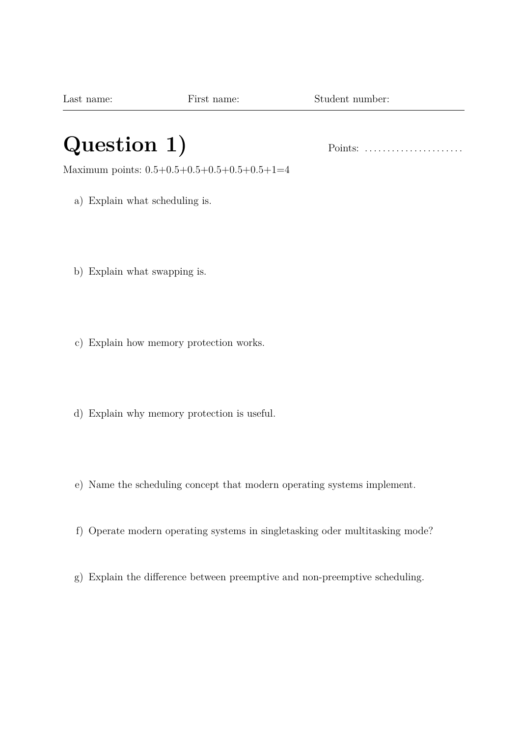Last name: First name: Student number:

---

# Question 1)

Points: ......................

Maximum points: 0.5+0.5+0.5+0.5+0.5+0.5+1=4

a) Explain what scheduling is.

b) Explain what swapping is.

c) Explain how memory protection works.

d) Explain why memory protection is useful.

e) Name the scheduling concept that modern operating systems implement.

f) Operate modern operating systems in singletasking oder multitasking mode?

g) Explain the difference between preemptive and non-preemptive scheduling.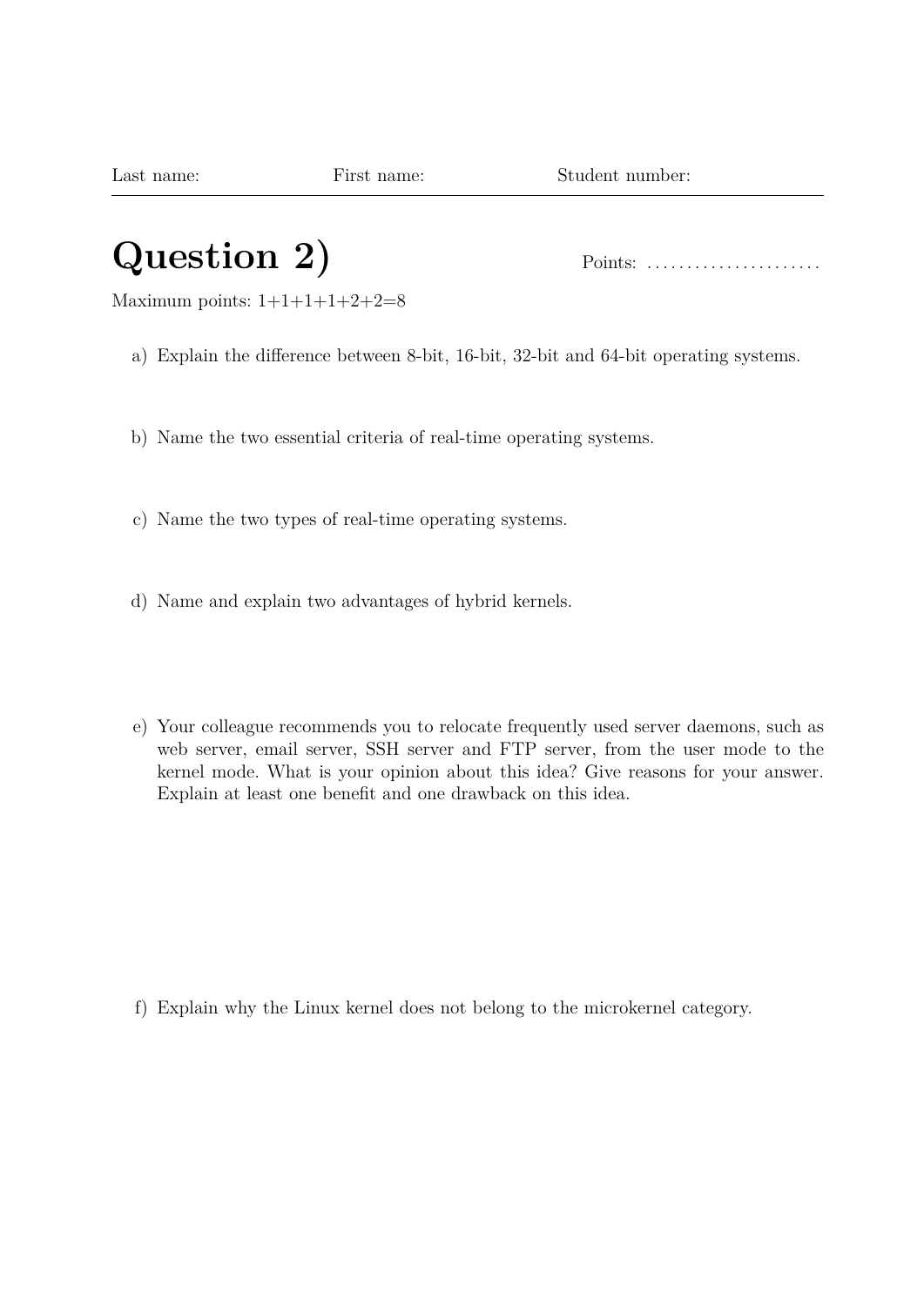Last name: First name: Student number:

# Question 2)

Points: ......................

Maximum points: 1+1+1+1+2+2=8

a) Explain the difference between 8-bit, 16-bit, 32-bit and 64-bit operating systems.

b) Name the two essential criteria of real-time operating systems.

c) Name the two types of real-time operating systems.

d) Name and explain two advantages of hybrid kernels.

e) Your colleague recommends you to relocate frequently used server daemons, such as web server, email server, SSH server and FTP server, from the user mode to the kernel mode. What is your opinion about this idea? Give reasons for your answer. Explain at least one benefit and one drawback on this idea.

f) Explain why the Linux kernel does not belong to the microkernel category.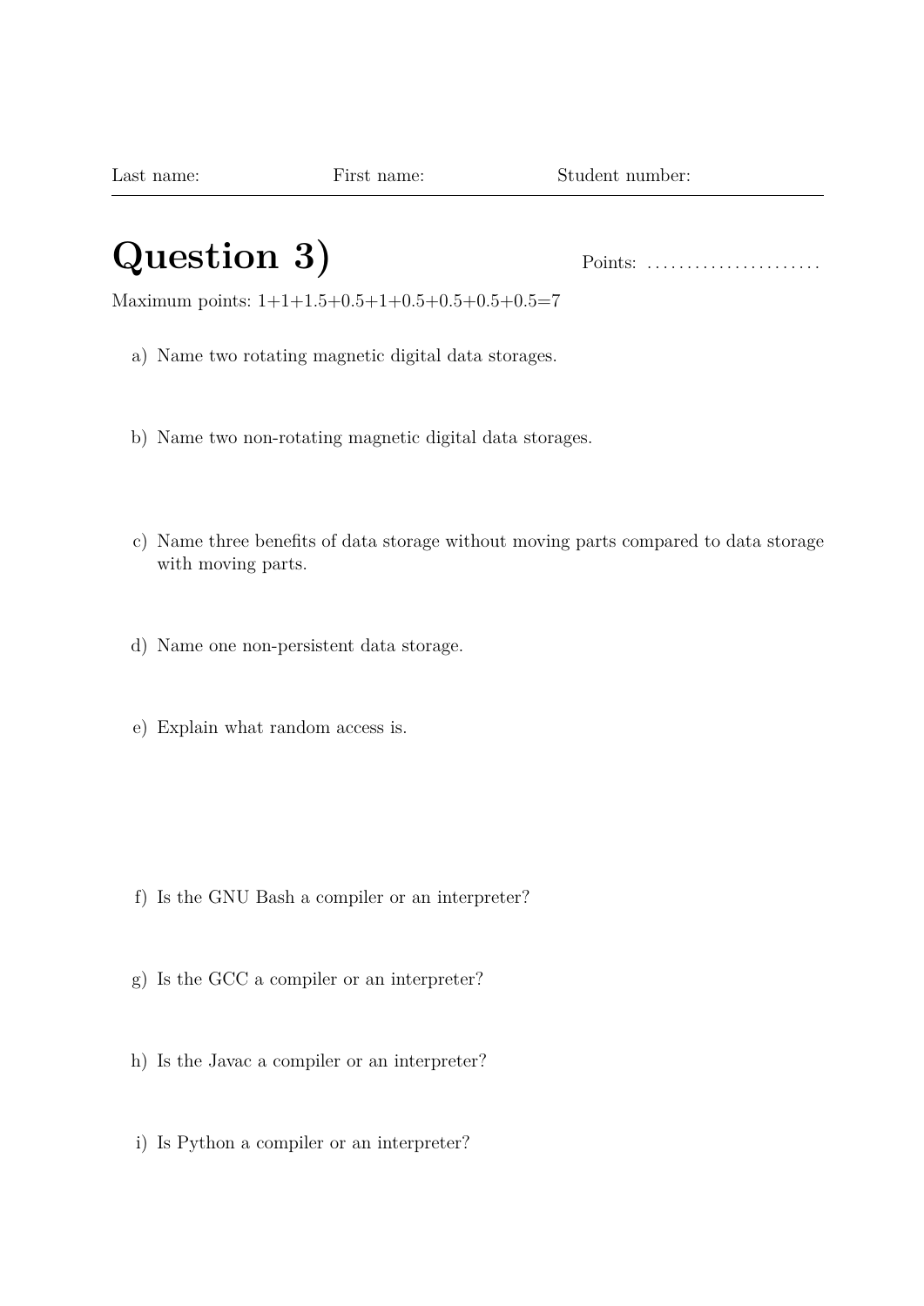Last name: First name: Student number:

---

# Question 3)

Points: ......................

Maximum points: 1+1+1.5+0.5+1+0.5+0.5+0.5+0.5=7

a) Name two rotating magnetic digital data storages.

b) Name two non-rotating magnetic digital data storages.

c) Name three benefits of data storage without moving parts compared to data storage with moving parts.

d) Name one non-persistent data storage.

e) Explain what random access is.

f) Is the GNU Bash a compiler or an interpreter?

g) Is the GCC a compiler or an interpreter?

h) Is the Javac a compiler or an interpreter?

i) Is Python a compiler or an interpreter?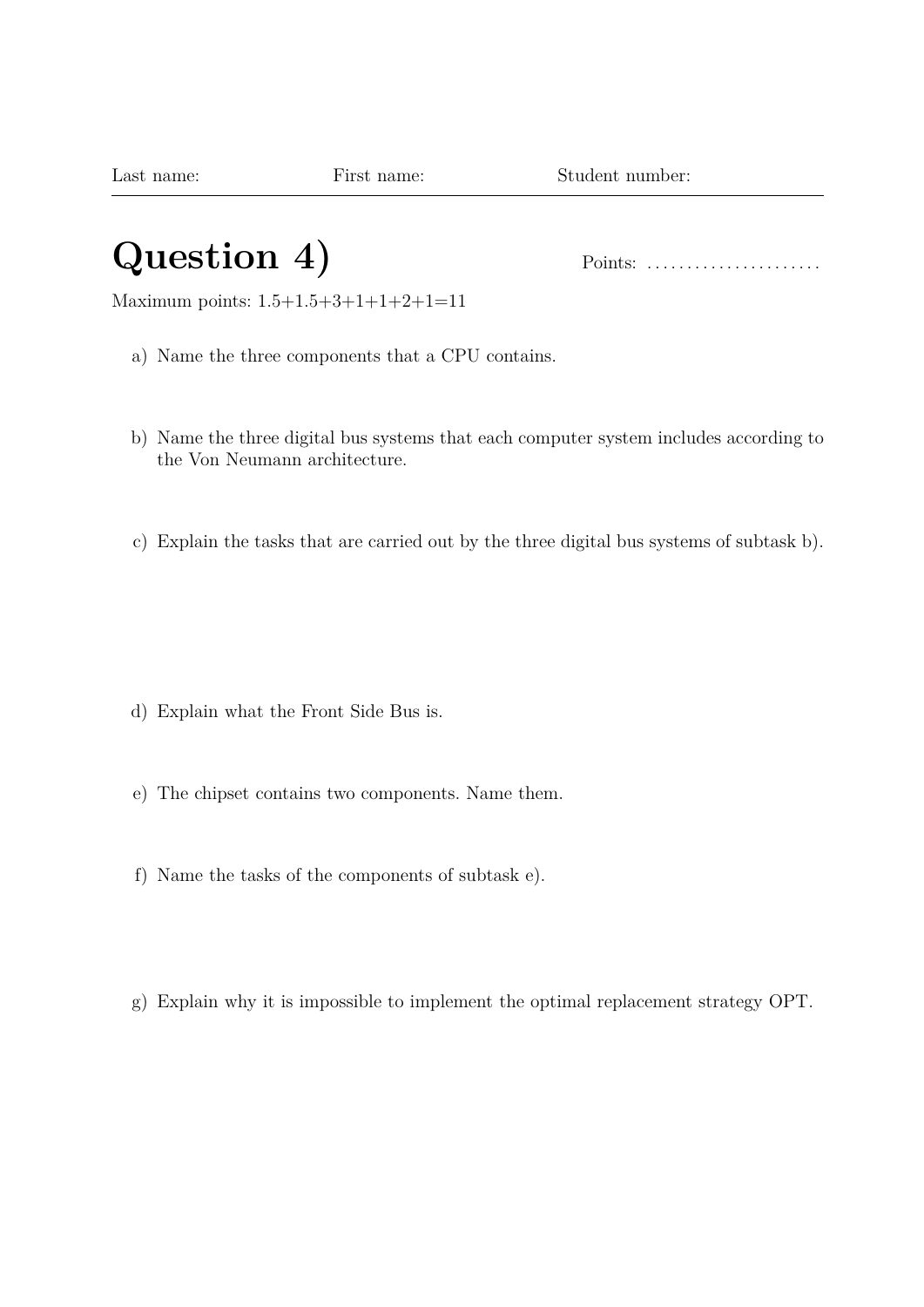Last name: First name: Student number:

# Question 4)

Points: ......................

Maximum points: 1.5+1.5+3+1+1+2+1=11

a) Name the three components that a CPU contains.

b) Name the three digital bus systems that each computer system includes according to the Von Neumann architecture.

c) Explain the tasks that are carried out by the three digital bus systems of subtask b).

d) Explain what the Front Side Bus is.

e) The chipset contains two components. Name them.

f) Name the tasks of the components of subtask e).

g) Explain why it is impossible to implement the optimal replacement strategy OPT.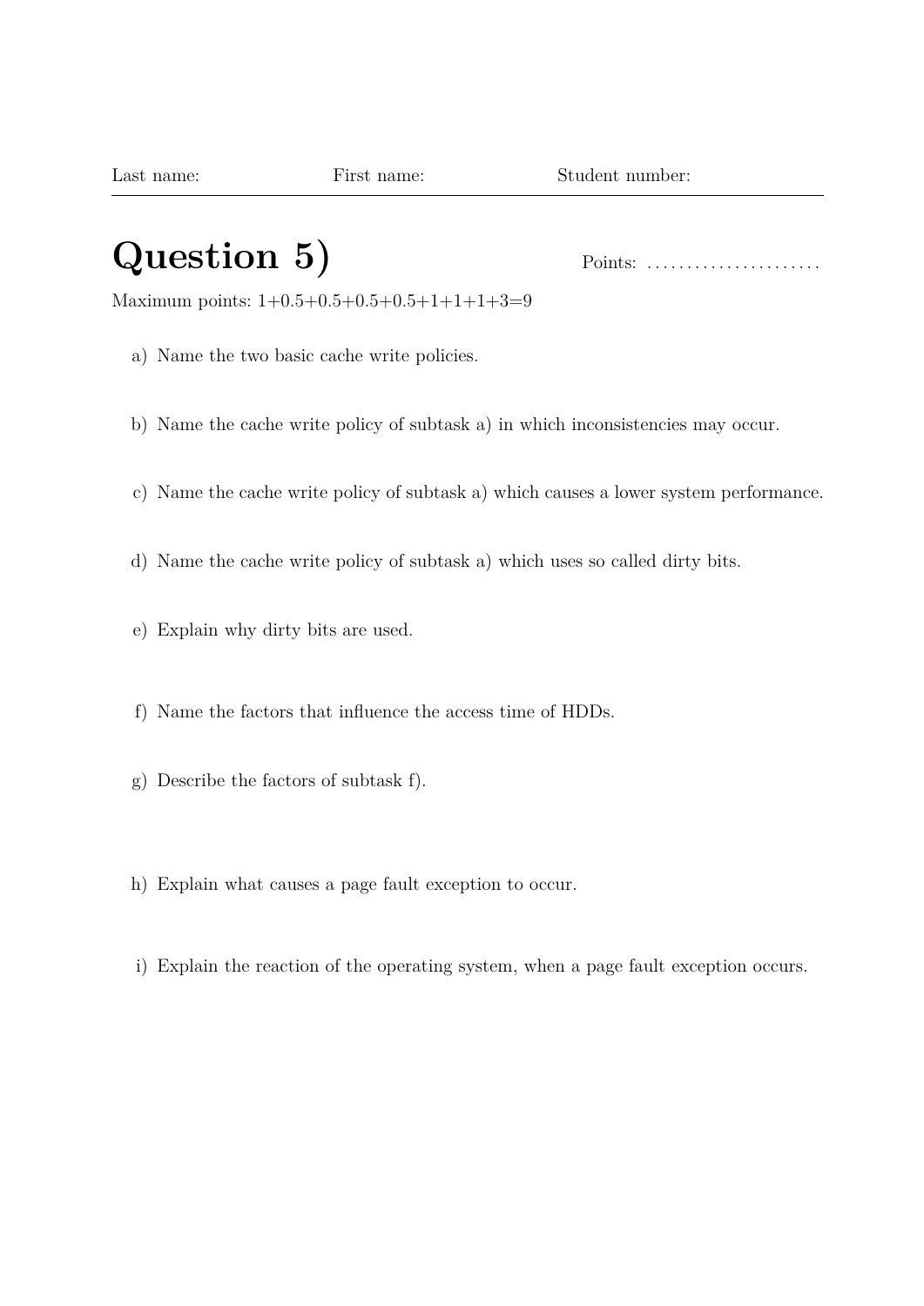Last name: First name: Student number:

# Question 5)

Points: ......................

Maximum points: 1+0.5+0.5+0.5+0.5+1+1+1+3=9

a) Name the two basic cache write policies.

b) Name the cache write policy of subtask a) in which inconsistencies may occur.

c) Name the cache write policy of subtask a) which causes a lower system performance.

d) Name the cache write policy of subtask a) which uses so called dirty bits.

e) Explain why dirty bits are used.

f) Name the factors that influence the access time of HDDs.

g) Describe the factors of subtask f).

h) Explain what causes a page fault exception to occur.

i) Explain the reaction of the operating system, when a page fault exception occurs.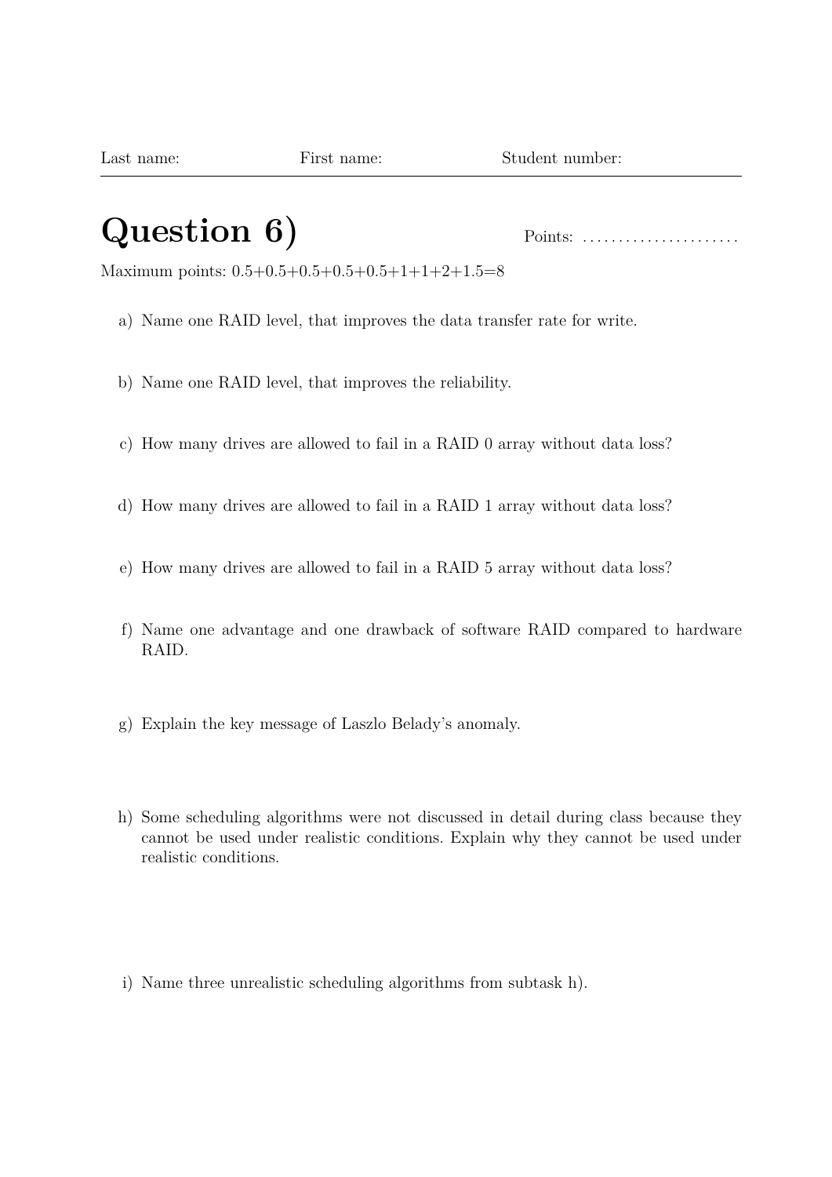Last name: First name: Student number:

# Question 6)

Points: ......................

Maximum points: 0.5+0.5+0.5+0.5+0.5+1+1+2+1.5=8

a) Name one RAID level, that improves the data transfer rate for write.

b) Name one RAID level, that improves the reliability.

c) How many drives are allowed to fail in a RAID 0 array without data loss?

d) How many drives are allowed to fail in a RAID 1 array without data loss?

e) How many drives are allowed to fail in a RAID 5 array without data loss?

f) Name one advantage and one drawback of software RAID compared to hardware RAID.

g) Explain the key message of Laszlo Belady's anomaly.

h) Some scheduling algorithms were not discussed in detail during class because they cannot be used under realistic conditions. Explain why they cannot be used under realistic conditions.

i) Name three unrealistic scheduling algorithms from subtask h).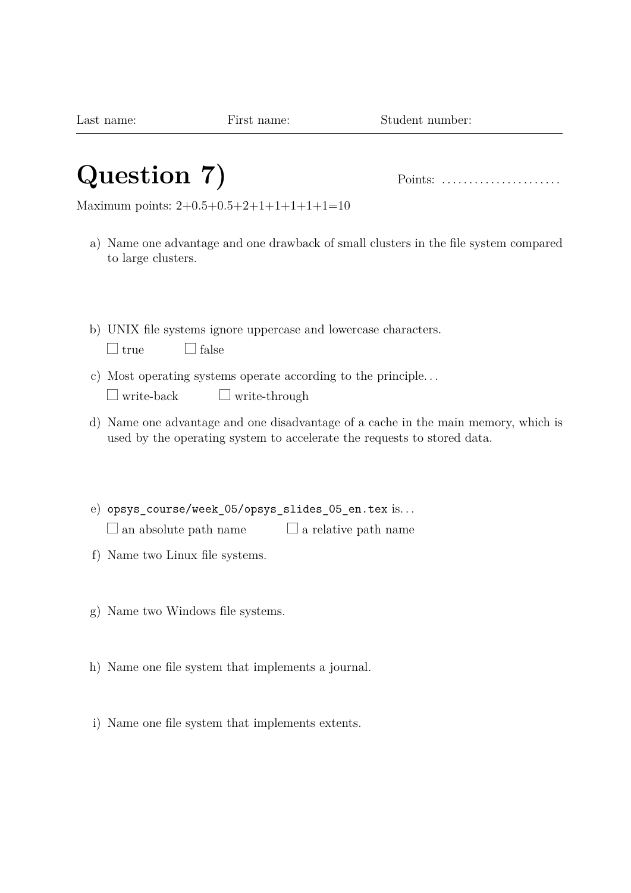Last name: First name: Student number:

# Question 7)

Points: ......................

Maximum points: 2+0.5+0.5+2+1+1+1+1+1+1=10

a) Name one advantage and one drawback of small clusters in the file system compared to large clusters.

b) UNIX file systems ignore uppercase and lowercase characters.

☐ true ☐ false

c) Most operating systems operate according to the principle. . .

☐ write-back ☐ write-through

d) Name one advantage and one disadvantage of a cache in the main memory, which is used by the operating system to accelerate the requests to stored data.

e) `opsys_course/week_05/opsys_slides_05_en.tex` is. . .

☐ an absolute path name ☐ a relative path name

f) Name two Linux file systems.

g) Name two Windows file systems.

h) Name one file system that implements a journal.

i) Name one file system that implements extents.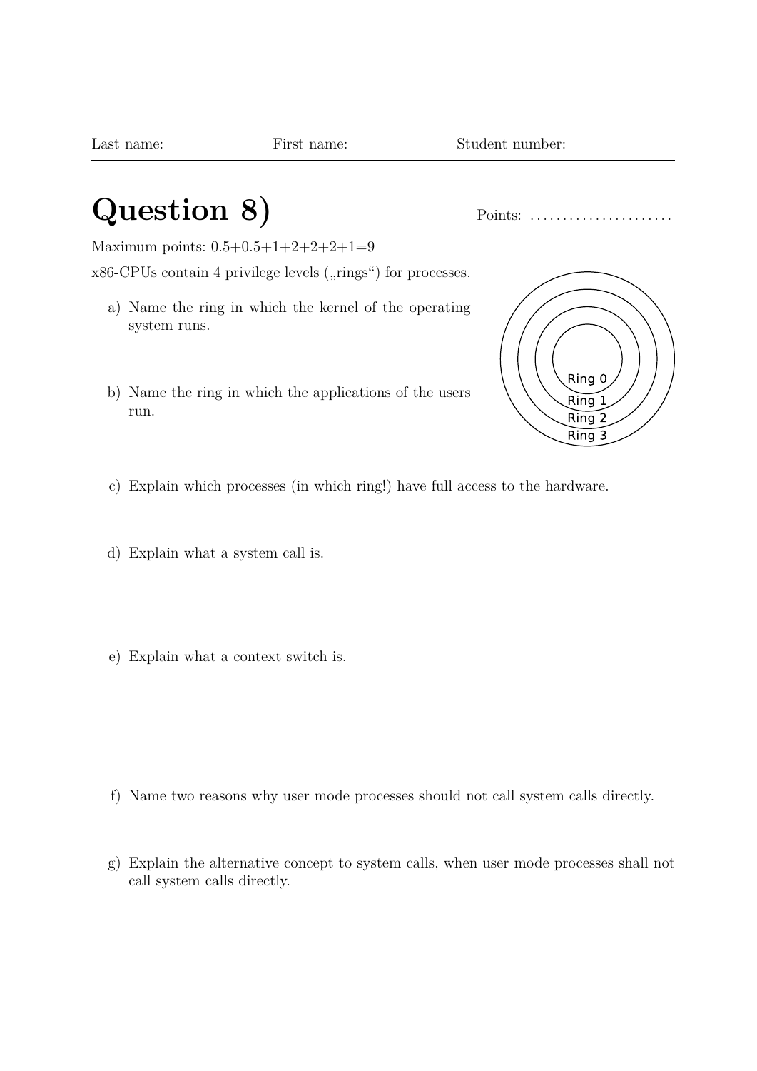Last name: First name: Student number:

# Question 8)

Points: ......................

Maximum points: 0.5+0.5+1+2+2+2+1=9

x86-CPUs contain 4 privilege levels („rings“) for processes.

a) Name the ring in which the kernel of the operating system runs.

b) Name the ring in which the applications of the users run.

Ring 0
Ring 1
Ring 2
Ring 3

c) Explain which processes (in which ring!) have full access to the hardware.

d) Explain what a system call is.

e) Explain what a context switch is.

f) Name two reasons why user mode processes should not call system calls directly.

g) Explain the alternative concept to system calls, when user mode processes shall not call system calls directly.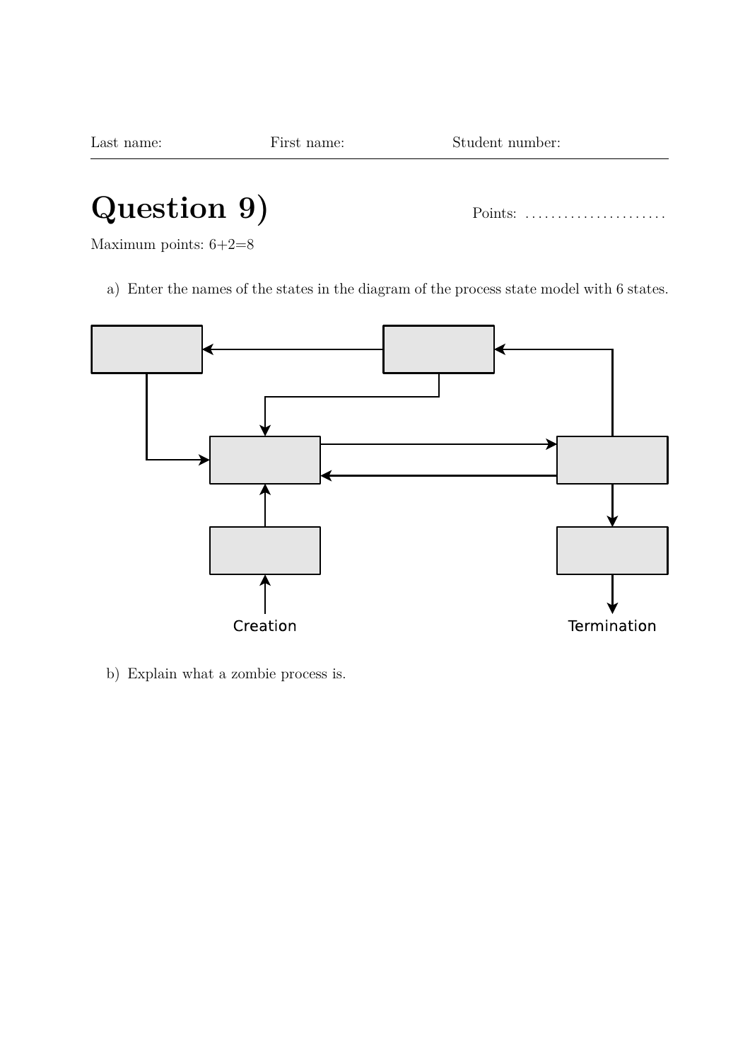Last name: First name: Student number:

# Question 9)

Points: ......................

Maximum points: 6+2=8

a) Enter the names of the states in the diagram of the process state model with 6 states.

Creation

Termination

b) Explain what a zombie process is.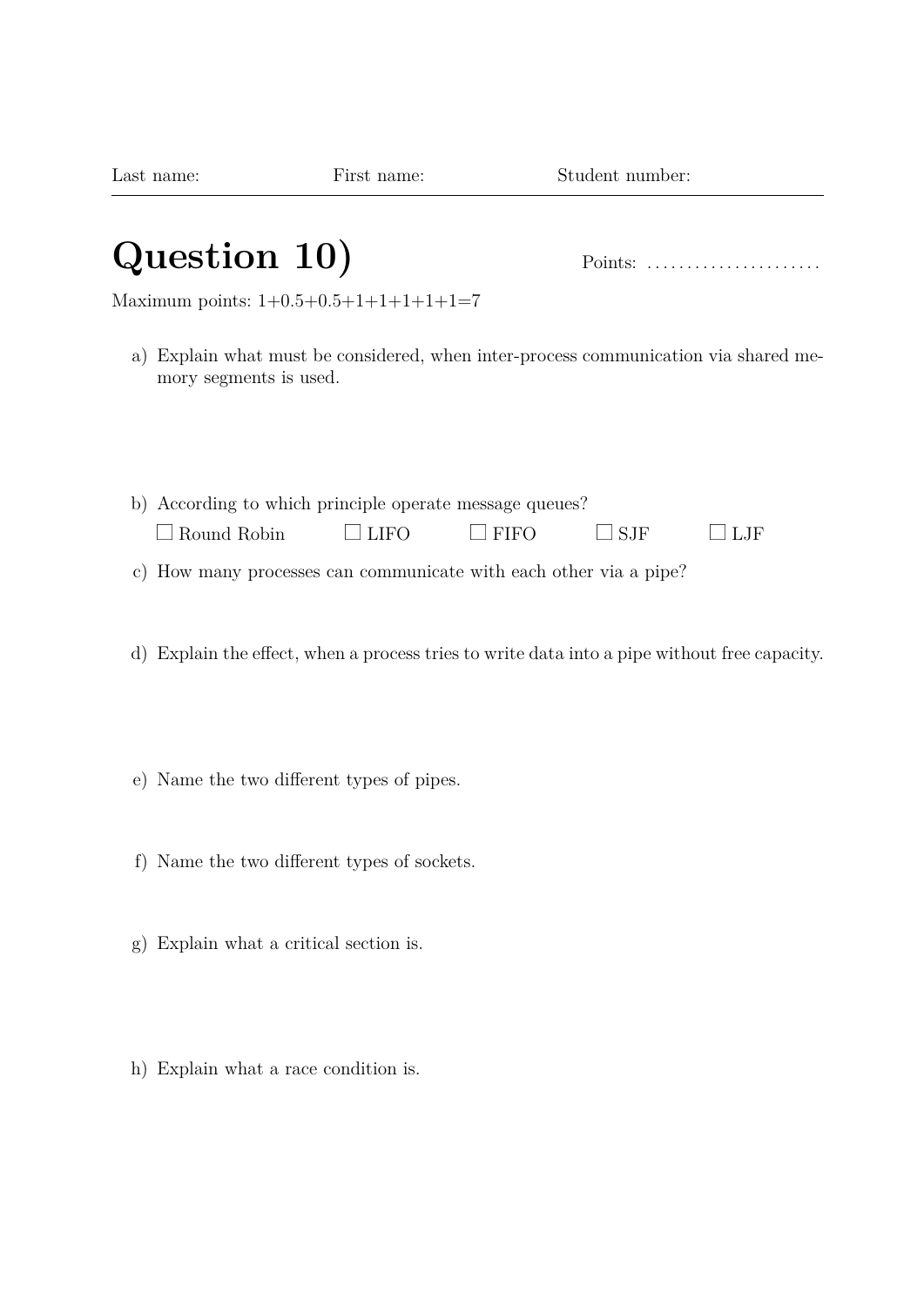Last name: First name: Student number:

# Question 10)

Points: ......................

Maximum points: 1+0.5+0.5+1+1+1+1+1=7

a) Explain what must be considered, when inter-process communication via shared memory segments is used.

b) According to which principle operate message queues?

☐ Round Robin ☐ LIFO ☐ FIFO ☐ SJF ☐ LJF

c) How many processes can communicate with each other via a pipe?

d) Explain the effect, when a process tries to write data into a pipe without free capacity.

e) Name the two different types of pipes.

f) Name the two different types of sockets.

g) Explain what a critical section is.

h) Explain what a race condition is.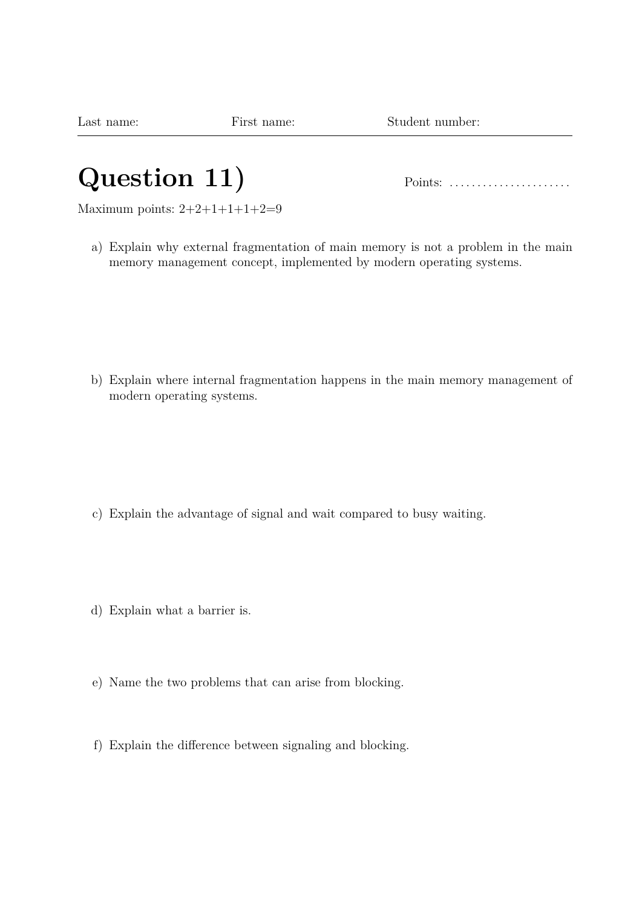Last name: First name: Student number:

# Question 11)

Points: ......................

Maximum points: 2+2+1+1+1+2=9

a) Explain why external fragmentation of main memory is not a problem in the main memory management concept, implemented by modern operating systems.

b) Explain where internal fragmentation happens in the main memory management of modern operating systems.

c) Explain the advantage of signal and wait compared to busy waiting.

d) Explain what a barrier is.

e) Name the two problems that can arise from blocking.

f) Explain the difference between signaling and blocking.